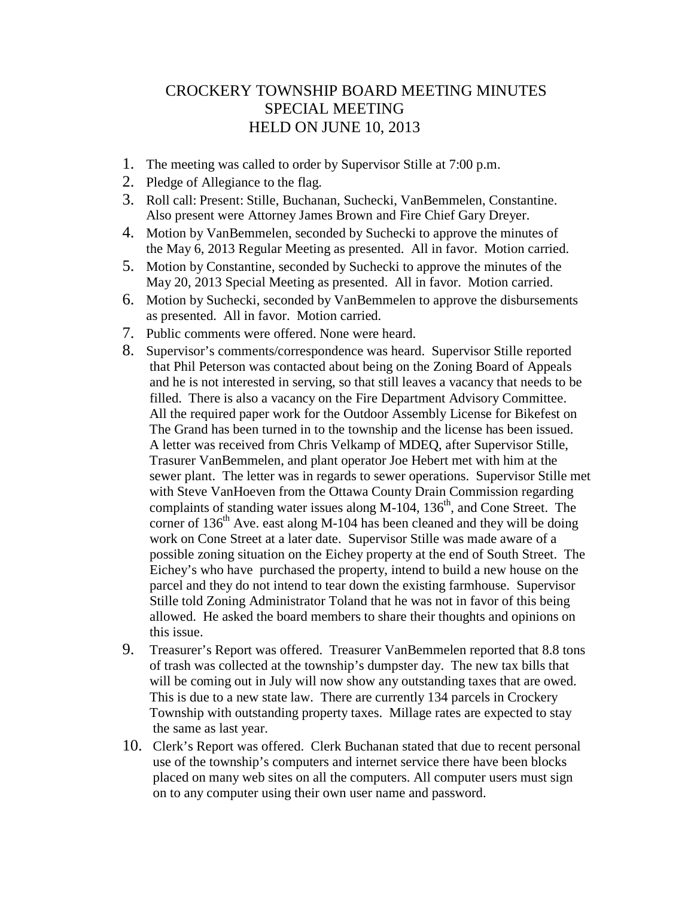# CROCKERY TOWNSHIP BOARD MEETING MINUTES
## SPECIAL MEETING
## HELD ON JUNE 10, 2013

1. The meeting was called to order by Supervisor Stille at 7:00 p.m.
2. Pledge of Allegiance to the flag.
3. Roll call: Present: Stille, Buchanan, Suchecki, VanBemmelen, Constantine. Also present were Attorney James Brown and Fire Chief Gary Dreyer.
4. Motion by VanBemmelen, seconded by Suchecki to approve the minutes of the May 6, 2013 Regular Meeting as presented. All in favor. Motion carried.
5. Motion by Constantine, seconded by Suchecki to approve the minutes of the May 20, 2013 Special Meeting as presented. All in favor. Motion carried.
6. Motion by Suchecki, seconded by VanBemmelen to approve the disbursements as presented. All in favor. Motion carried.
7. Public comments were offered. None were heard.
8. Supervisor's comments/correspondence was heard. Supervisor Stille reported that Phil Peterson was contacted about being on the Zoning Board of Appeals and he is not interested in serving, so that still leaves a vacancy that needs to be filled. There is also a vacancy on the Fire Department Advisory Committee. All the required paper work for the Outdoor Assembly License for Bikefest on The Grand has been turned in to the township and the license has been issued. A letter was received from Chris Velkamp of MDEQ, after Supervisor Stille, Trasurer VanBemmelen, and plant operator Joe Hebert met with him at the sewer plant. The letter was in regards to sewer operations. Supervisor Stille met with Steve VanHoeven from the Ottawa County Drain Commission regarding complaints of standing water issues along M-104, 136th, and Cone Street. The corner of 136th Ave. east along M-104 has been cleaned and they will be doing work on Cone Street at a later date. Supervisor Stille was made aware of a possible zoning situation on the Eichey property at the end of South Street. The Eichey's who have purchased the property, intend to build a new house on the parcel and they do not intend to tear down the existing farmhouse. Supervisor Stille told Zoning Administrator Toland that he was not in favor of this being allowed. He asked the board members to share their thoughts and opinions on this issue.
9. Treasurer's Report was offered. Treasurer VanBemmelen reported that 8.8 tons of trash was collected at the township's dumpster day. The new tax bills that will be coming out in July will now show any outstanding taxes that are owed. This is due to a new state law. There are currently 134 parcels in Crockery Township with outstanding property taxes. Millage rates are expected to stay the same as last year.
10. Clerk's Report was offered. Clerk Buchanan stated that due to recent personal use of the township's computers and internet service there have been blocks placed on many web sites on all the computers. All computer users must sign on to any computer using their own user name and password.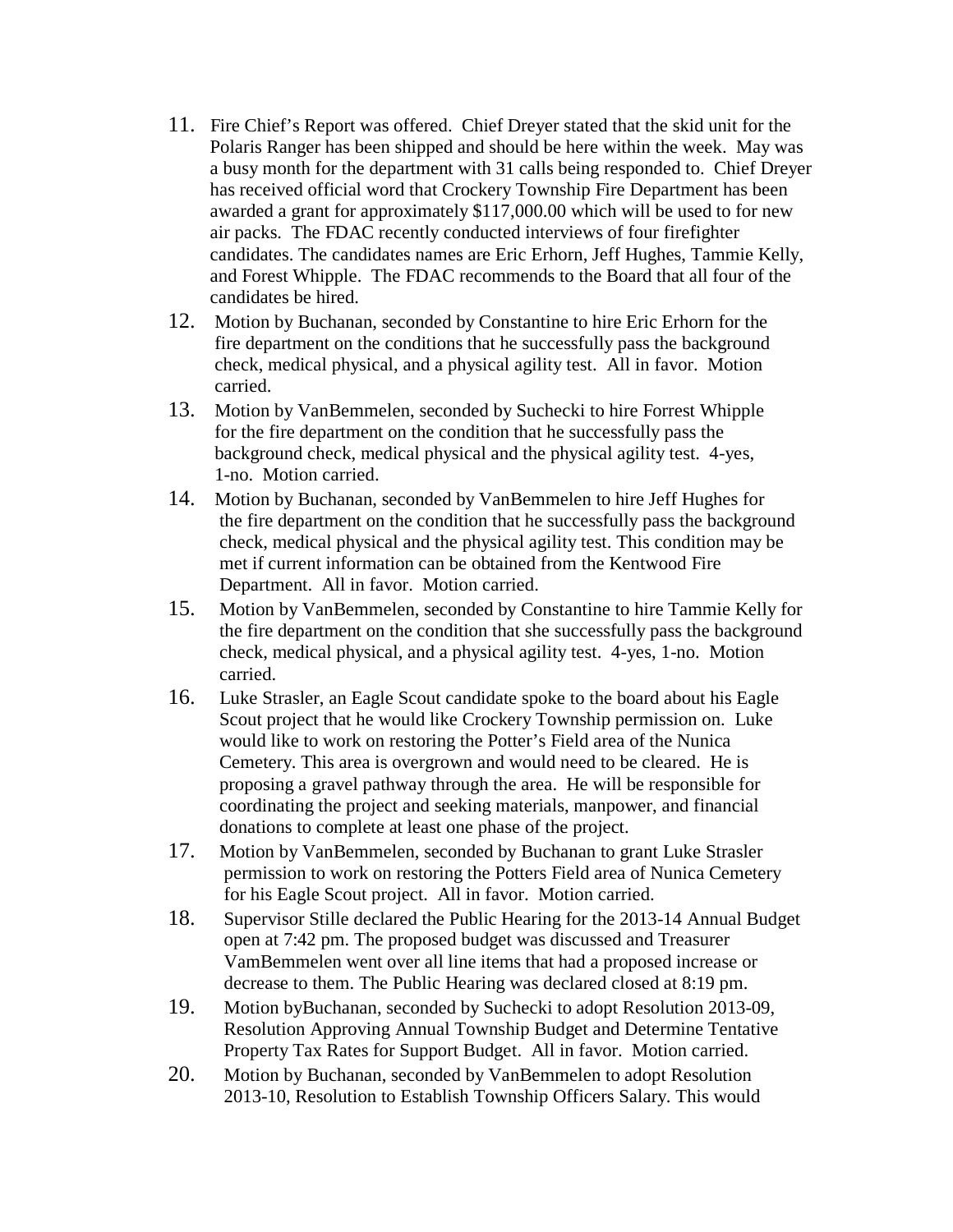11. Fire Chief's Report was offered. Chief Dreyer stated that the skid unit for the Polaris Ranger has been shipped and should be here within the week. May was a busy month for the department with 31 calls being responded to. Chief Dreyer has received official word that Crockery Township Fire Department has been awarded a grant for approximately $117,000.00 which will be used to for new air packs. The FDAC recently conducted interviews of four firefighter candidates. The candidates names are Eric Erhorn, Jeff Hughes, Tammie Kelly, and Forest Whipple. The FDAC recommends to the Board that all four of the candidates be hired.
12. Motion by Buchanan, seconded by Constantine to hire Eric Erhorn for the fire department on the conditions that he successfully pass the background check, medical physical, and a physical agility test. All in favor. Motion carried.
13. Motion by VanBemmelen, seconded by Suchecki to hire Forrest Whipple for the fire department on the condition that he successfully pass the background check, medical physical and the physical agility test. 4-yes, 1-no. Motion carried.
14. Motion by Buchanan, seconded by VanBemmelen to hire Jeff Hughes for the fire department on the condition that he successfully pass the background check, medical physical and the physical agility test. This condition may be met if current information can be obtained from the Kentwood Fire Department. All in favor. Motion carried.
15. Motion by VanBemmelen, seconded by Constantine to hire Tammie Kelly for the fire department on the condition that she successfully pass the background check, medical physical, and a physical agility test. 4-yes, 1-no. Motion carried.
16. Luke Strasler, an Eagle Scout candidate spoke to the board about his Eagle Scout project that he would like Crockery Township permission on. Luke would like to work on restoring the Potter's Field area of the Nunica Cemetery. This area is overgrown and would need to be cleared. He is proposing a gravel pathway through the area. He will be responsible for coordinating the project and seeking materials, manpower, and financial donations to complete at least one phase of the project.
17. Motion by VanBemmelen, seconded by Buchanan to grant Luke Strasler permission to work on restoring the Potters Field area of Nunica Cemetery for his Eagle Scout project. All in favor. Motion carried.
18. Supervisor Stille declared the Public Hearing for the 2013-14 Annual Budget open at 7:42 pm. The proposed budget was discussed and Treasurer VamBemmelen went over all line items that had a proposed increase or decrease to them. The Public Hearing was declared closed at 8:19 pm.
19. Motion byBuchanan, seconded by Suchecki to adopt Resolution 2013-09, Resolution Approving Annual Township Budget and Determine Tentative Property Tax Rates for Support Budget. All in favor. Motion carried.
20. Motion by Buchanan, seconded by VanBemmelen to adopt Resolution 2013-10, Resolution to Establish Township Officers Salary. This would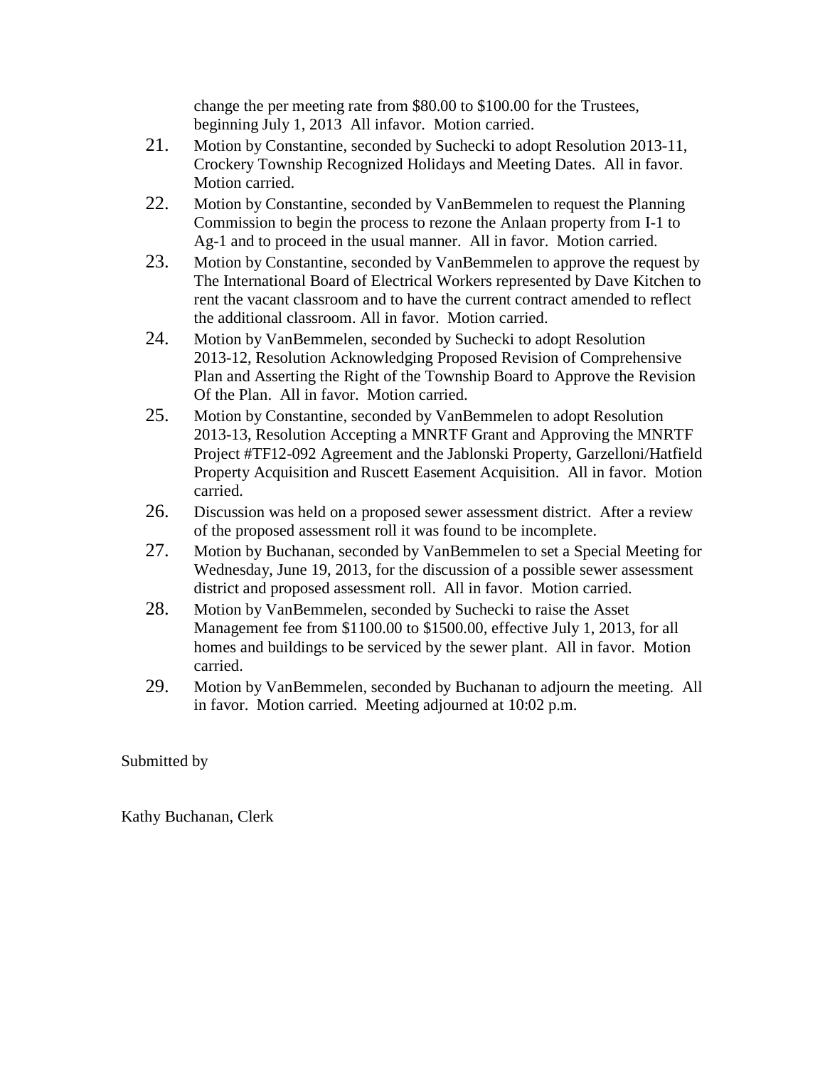change the per meeting rate from $80.00 to $100.00 for the Trustees, beginning July 1, 2013 All infavor. Motion carried.

21. Motion by Constantine, seconded by Suchecki to adopt Resolution 2013-11, Crockery Township Recognized Holidays and Meeting Dates. All in favor. Motion carried.
22. Motion by Constantine, seconded by VanBemmelen to request the Planning Commission to begin the process to rezone the Anlaan property from I-1 to Ag-1 and to proceed in the usual manner. All in favor. Motion carried.
23. Motion by Constantine, seconded by VanBemmelen to approve the request by The International Board of Electrical Workers represented by Dave Kitchen to rent the vacant classroom and to have the current contract amended to reflect the additional classroom. All in favor. Motion carried.
24. Motion by VanBemmelen, seconded by Suchecki to adopt Resolution 2013-12, Resolution Acknowledging Proposed Revision of Comprehensive Plan and Asserting the Right of the Township Board to Approve the Revision Of the Plan. All in favor. Motion carried.
25. Motion by Constantine, seconded by VanBemmelen to adopt Resolution 2013-13, Resolution Accepting a MNRTF Grant and Approving the MNRTF Project #TF12-092 Agreement and the Jablonski Property, Garzelloni/Hatfield Property Acquisition and Ruscett Easement Acquisition. All in favor. Motion carried.
26. Discussion was held on a proposed sewer assessment district. After a review of the proposed assessment roll it was found to be incomplete.
27. Motion by Buchanan, seconded by VanBemmelen to set a Special Meeting for Wednesday, June 19, 2013, for the discussion of a possible sewer assessment district and proposed assessment roll. All in favor. Motion carried.
28. Motion by VanBemmelen, seconded by Suchecki to raise the Asset Management fee from $1100.00 to $1500.00, effective July 1, 2013, for all homes and buildings to be serviced by the sewer plant. All in favor. Motion carried.
29. Motion by VanBemmelen, seconded by Buchanan to adjourn the meeting. All in favor. Motion carried. Meeting adjourned at 10:02 p.m.

Submitted by

Kathy Buchanan, Clerk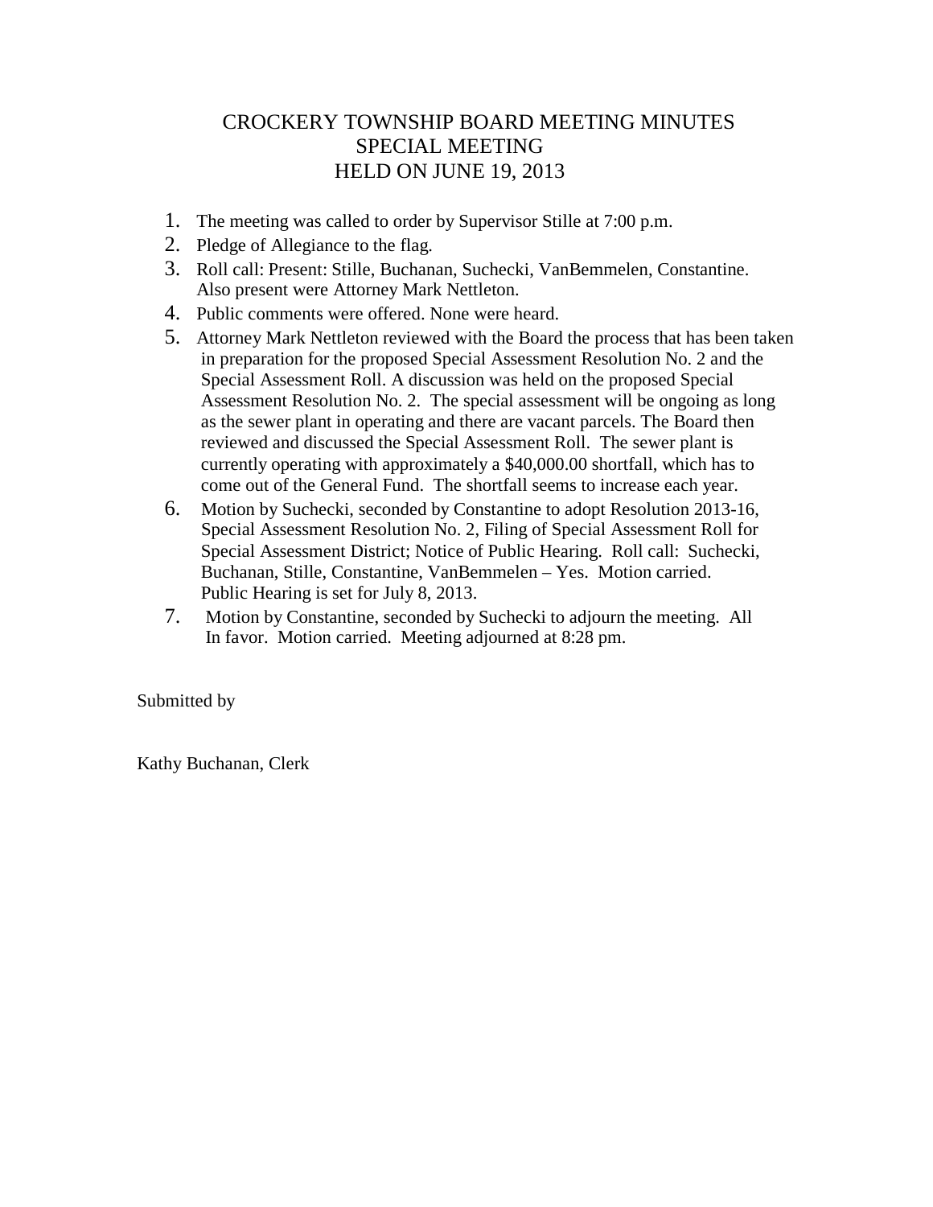# CROCKERY TOWNSHIP BOARD MEETING MINUTES
## SPECIAL MEETING
## HELD ON JUNE 19, 2013

1. The meeting was called to order by Supervisor Stille at 7:00 p.m.
2. Pledge of Allegiance to the flag.
3. Roll call: Present: Stille, Buchanan, Suchecki, VanBemmelen, Constantine. Also present were Attorney Mark Nettleton.
4. Public comments were offered. None were heard.
5. Attorney Mark Nettleton reviewed with the Board the process that has been taken in preparation for the proposed Special Assessment Resolution No. 2 and the Special Assessment Roll. A discussion was held on the proposed Special Assessment Resolution No. 2. The special assessment will be ongoing as long as the sewer plant in operating and there are vacant parcels. The Board then reviewed and discussed the Special Assessment Roll. The sewer plant is currently operating with approximately a $40,000.00 shortfall, which has to come out of the General Fund. The shortfall seems to increase each year.
6. Motion by Suchecki, seconded by Constantine to adopt Resolution 2013-16, Special Assessment Resolution No. 2, Filing of Special Assessment Roll for Special Assessment District; Notice of Public Hearing. Roll call: Suchecki, Buchanan, Stille, Constantine, VanBemmelen – Yes. Motion carried. Public Hearing is set for July 8, 2013.
7. Motion by Constantine, seconded by Suchecki to adjourn the meeting. All In favor. Motion carried. Meeting adjourned at 8:28 pm.

Submitted by

Kathy Buchanan, Clerk